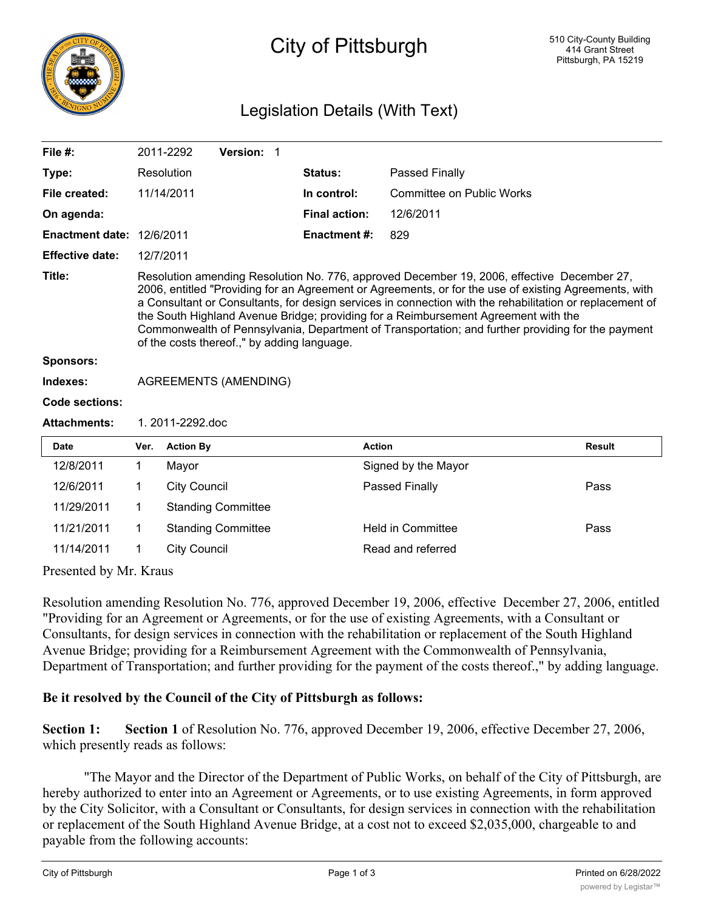# City of Pittsburgh

510 City-County Building
414 Grant Street
Pittsburgh, PA 15219

## Legislation Details (With Text)

| | | | |
|---|---|---|---|
| **File #:** | 2011-2292 **Version:** 1 | | |
| **Type:** | Resolution | **Status:** | Passed Finally |
| **File created:** | 11/14/2011 | **In control:** | Committee on Public Works |
| **On agenda:** | | **Final action:** | 12/6/2011 |
| **Enactment date:** | 12/6/2011 | **Enactment #:** | 829 |
| **Effective date:** | 12/7/2011 | | |

**Title:** Resolution amending Resolution No. 776, approved December 19, 2006, effective December 27, 2006, entitled "Providing for an Agreement or Agreements, or for the use of existing Agreements, with a Consultant or Consultants, for design services in connection with the rehabilitation or replacement of the South Highland Avenue Bridge; providing for a Reimbursement Agreement with the Commonwealth of Pennsylvania, Department of Transportation; and further providing for the payment of the costs thereof.," by adding language.

**Sponsors:**

**Indexes:** AGREEMENTS (AMENDING)

**Code sections:**

**Attachments:** 1. 2011-2292.doc

| Date | Ver. | Action By | Action | Result |
|---|---|---|---|---|
| 12/8/2011 | 1 | Mayor | Signed by the Mayor | |
| 12/6/2011 | 1 | City Council | Passed Finally | Pass |
| 11/29/2011 | 1 | Standing Committee | | |
| 11/21/2011 | 1 | Standing Committee | Held in Committee | Pass |
| 11/14/2011 | 1 | City Council | Read and referred | |

Presented by Mr. Kraus

Resolution amending Resolution No. 776, approved December 19, 2006, effective December 27, 2006, entitled "Providing for an Agreement or Agreements, or for the use of existing Agreements, with a Consultant or Consultants, for design services in connection with the rehabilitation or replacement of the South Highland Avenue Bridge; providing for a Reimbursement Agreement with the Commonwealth of Pennsylvania, Department of Transportation; and further providing for the payment of the costs thereof.," by adding language.

**Be it resolved by the Council of the City of Pittsburgh as follows:**

**Section 1:** **Section 1** of Resolution No. 776, approved December 19, 2006, effective December 27, 2006, which presently reads as follows:

"The Mayor and the Director of the Department of Public Works, on behalf of the City of Pittsburgh, are hereby authorized to enter into an Agreement or Agreements, or to use existing Agreements, in form approved by the City Solicitor, with a Consultant or Consultants, for design services in connection with the rehabilitation or replacement of the South Highland Avenue Bridge, at a cost not to exceed $2,035,000, chargeable to and payable from the following accounts: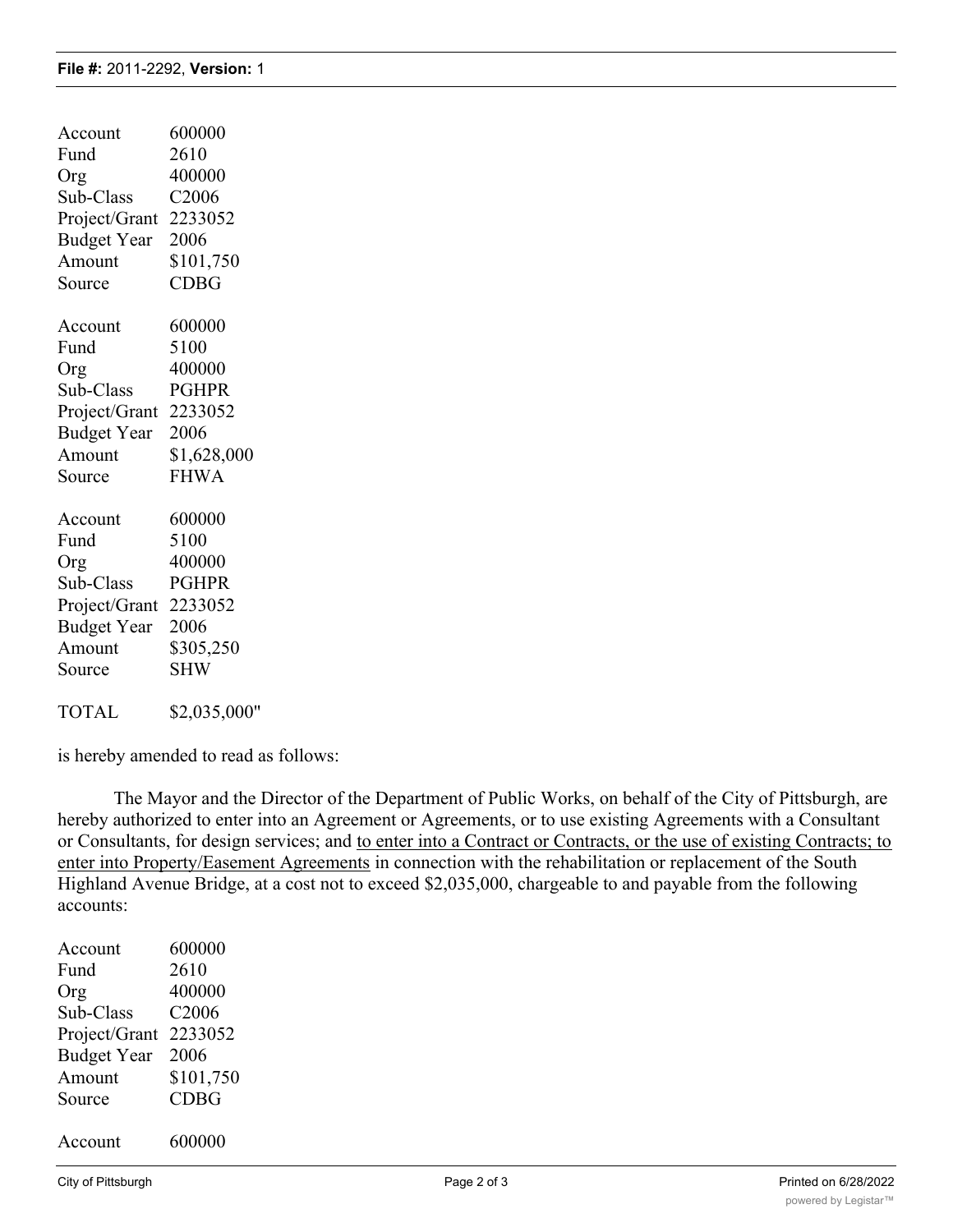Account 600000
Fund 2610
Org 400000
Sub-Class C2006
Project/Grant 2233052
Budget Year 2006
Amount $101,750
Source CDBG

Account 600000
Fund 5100
Org 400000
Sub-Class PGHPR
Project/Grant 2233052
Budget Year 2006
Amount $1,628,000
Source FHWA

Account 600000
Fund 5100
Org 400000
Sub-Class PGHPR
Project/Grant 2233052
Budget Year 2006
Amount $305,250
Source SHW

TOTAL $2,035,000"

is hereby amended to read as follows:

The Mayor and the Director of the Department of Public Works, on behalf of the City of Pittsburgh, are hereby authorized to enter into an Agreement or Agreements, or to use existing Agreements with a Consultant or Consultants, for design services; and to enter into a Contract or Contracts, or the use of existing Contracts; to enter into Property/Easement Agreements in connection with the rehabilitation or replacement of the South Highland Avenue Bridge, at a cost not to exceed $2,035,000, chargeable to and payable from the following accounts:

Account 600000
Fund 2610
Org 400000
Sub-Class C2006
Project/Grant 2233052
Budget Year 2006
Amount $101,750
Source CDBG

Account 600000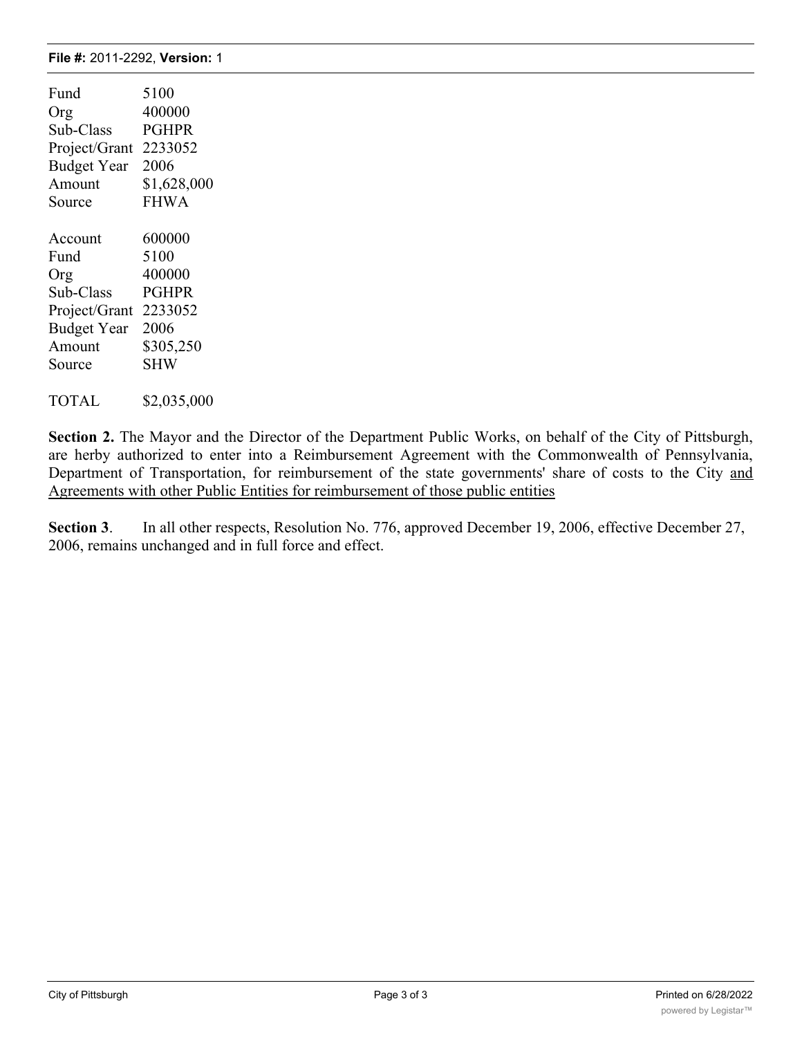| | |
|---|---|
| Fund | 5100 |
| Org | 400000 |
| Sub-Class | PGHPR |
| Project/Grant | 2233052 |
| Budget Year | 2006 |
| Amount | $1,628,000 |
| Source | FHWA |

| | |
|---|---|
| Account | 600000 |
| Fund | 5100 |
| Org | 400000 |
| Sub-Class | PGHPR |
| Project/Grant | 2233052 |
| Budget Year | 2006 |
| Amount | $305,250 |
| Source | SHW |

| | |
|---|---|
| TOTAL | $2,035,000 |

**Section 2.** The Mayor and the Director of the Department Public Works, on behalf of the City of Pittsburgh, are herby authorized to enter into a Reimbursement Agreement with the Commonwealth of Pennsylvania, Department of Transportation, for reimbursement of the state governments' share of costs to the City <u>and Agreements with other Public Entities for reimbursement of those public entities</u>

**Section 3**. In all other respects, Resolution No. 776, approved December 19, 2006, effective December 27, 2006, remains unchanged and in full force and effect.